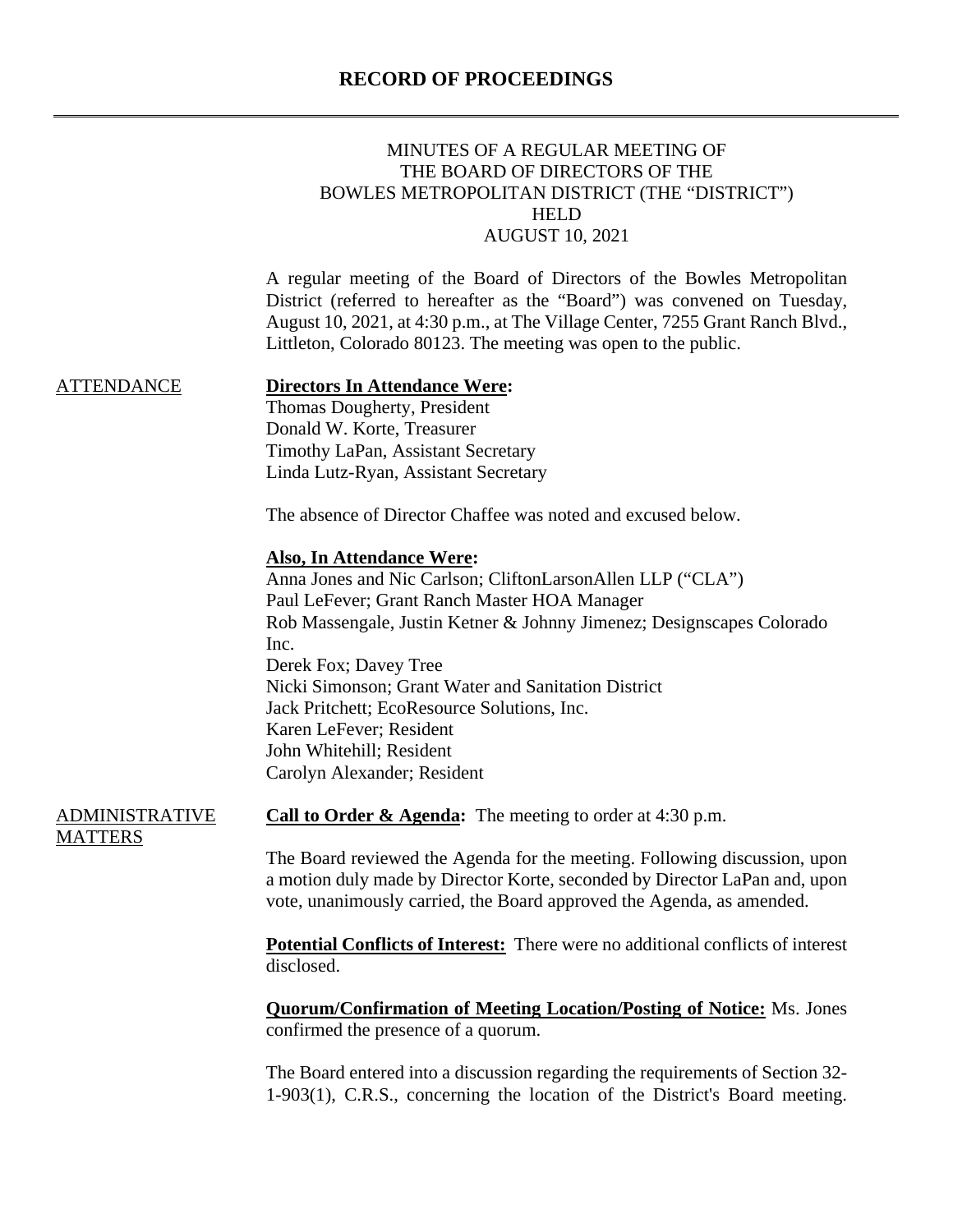# RECORD OF PROCEEDINGS

MINUTES OF A REGULAR MEETING OF
THE BOARD OF DIRECTORS OF THE
BOWLES METROPOLITAN DISTRICT (THE "DISTRICT")
HELD
AUGUST 10, 2021

A regular meeting of the Board of Directors of the Bowles Metropolitan District (referred to hereafter as the "Board") was convened on Tuesday, August 10, 2021, at 4:30 p.m., at The Village Center, 7255 Grant Ranch Blvd., Littleton, Colorado 80123. The meeting was open to the public.

## ATTENDANCE

**Directors In Attendance Were:**
Thomas Dougherty, President
Donald W. Korte, Treasurer
Timothy LaPan, Assistant Secretary
Linda Lutz-Ryan, Assistant Secretary

The absence of Director Chaffee was noted and excused below.

**Also, In Attendance Were:**
Anna Jones and Nic Carlson; CliftonLarsonAllen LLP ("CLA")
Paul LeFever; Grant Ranch Master HOA Manager
Rob Massengale, Justin Ketner & Johnny Jimenez; Designscapes Colorado Inc.
Derek Fox; Davey Tree
Nicki Simonson; Grant Water and Sanitation District
Jack Pritchett; EcoResource Solutions, Inc.
Karen LeFever; Resident
John Whitehill; Resident
Carolyn Alexander; Resident

## ADMINISTRATIVE MATTERS

**Call to Order & Agenda:** The meeting to order at 4:30 p.m.

The Board reviewed the Agenda for the meeting. Following discussion, upon a motion duly made by Director Korte, seconded by Director LaPan and, upon vote, unanimously carried, the Board approved the Agenda, as amended.

**Potential Conflicts of Interest:** There were no additional conflicts of interest disclosed.

**Quorum/Confirmation of Meeting Location/Posting of Notice:** Ms. Jones confirmed the presence of a quorum.

The Board entered into a discussion regarding the requirements of Section 32-1-903(1), C.R.S., concerning the location of the District's Board meeting.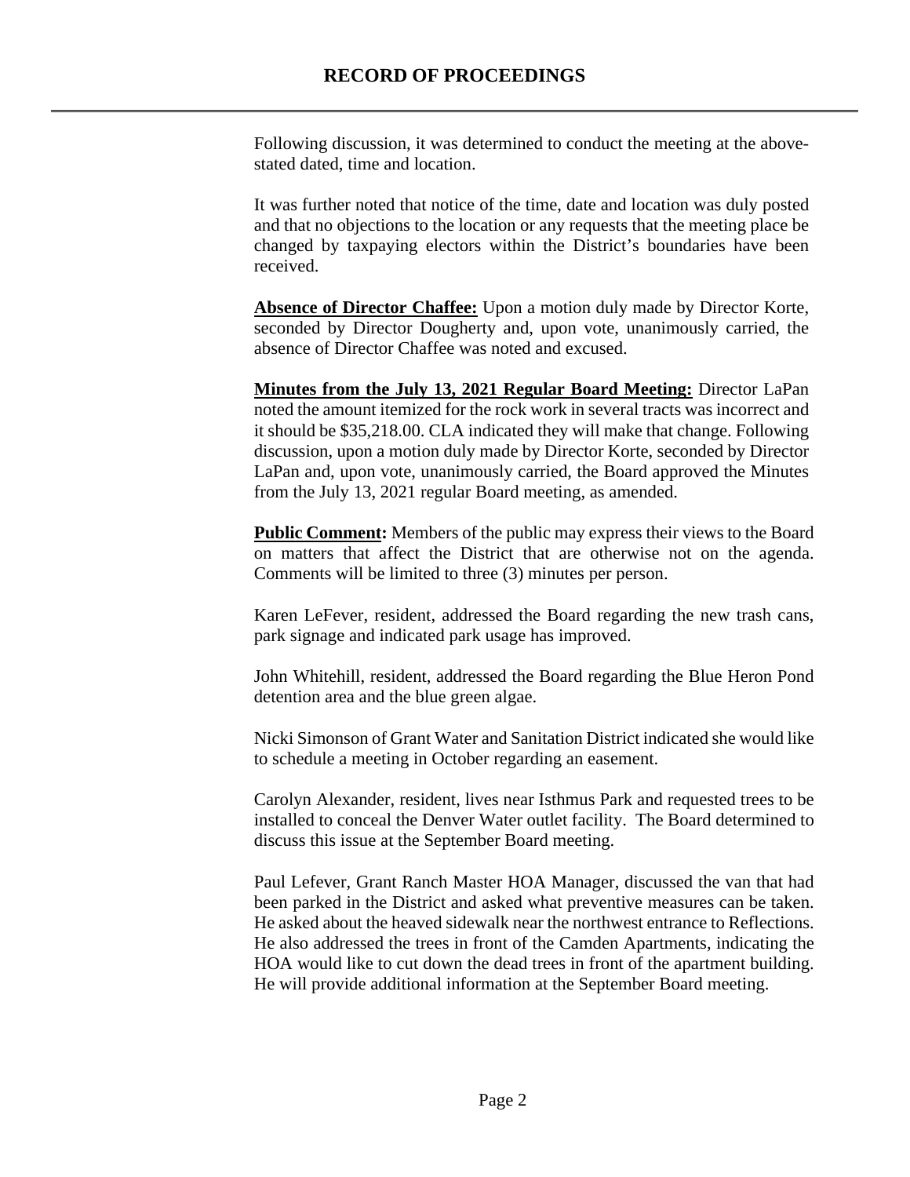# RECORD OF PROCEEDINGS

Following discussion, it was determined to conduct the meeting at the above-stated dated, time and location.

It was further noted that notice of the time, date and location was duly posted and that no objections to the location or any requests that the meeting place be changed by taxpaying electors within the District's boundaries have been received.

**Absence of Director Chaffee:** Upon a motion duly made by Director Korte, seconded by Director Dougherty and, upon vote, unanimously carried, the absence of Director Chaffee was noted and excused.

**Minutes from the July 13, 2021 Regular Board Meeting:** Director LaPan noted the amount itemized for the rock work in several tracts was incorrect and it should be $35,218.00. CLA indicated they will make that change. Following discussion, upon a motion duly made by Director Korte, seconded by Director LaPan and, upon vote, unanimously carried, the Board approved the Minutes from the July 13, 2021 regular Board meeting, as amended.

**Public Comment:** Members of the public may express their views to the Board on matters that affect the District that are otherwise not on the agenda. Comments will be limited to three (3) minutes per person.

Karen LeFever, resident, addressed the Board regarding the new trash cans, park signage and indicated park usage has improved.

John Whitehill, resident, addressed the Board regarding the Blue Heron Pond detention area and the blue green algae.

Nicki Simonson of Grant Water and Sanitation District indicated she would like to schedule a meeting in October regarding an easement.

Carolyn Alexander, resident, lives near Isthmus Park and requested trees to be installed to conceal the Denver Water outlet facility. The Board determined to discuss this issue at the September Board meeting.

Paul Lefever, Grant Ranch Master HOA Manager, discussed the van that had been parked in the District and asked what preventive measures can be taken. He asked about the heaved sidewalk near the northwest entrance to Reflections. He also addressed the trees in front of the Camden Apartments, indicating the HOA would like to cut down the dead trees in front of the apartment building. He will provide additional information at the September Board meeting.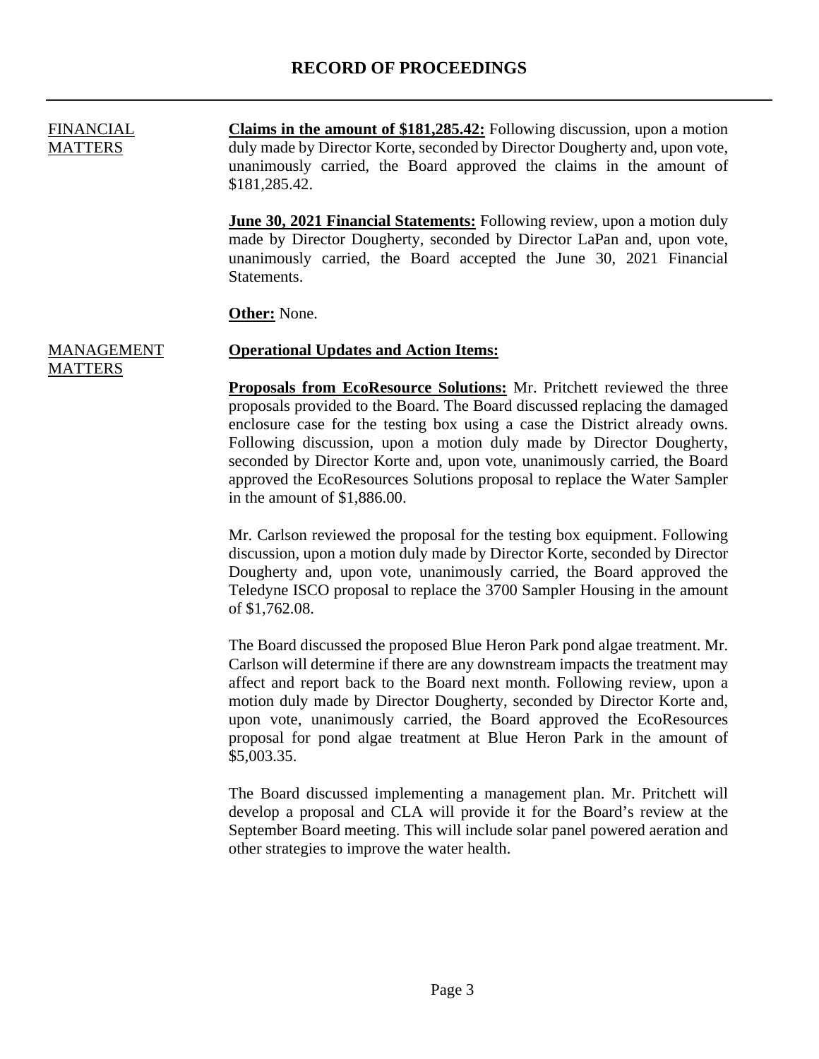# RECORD OF PROCEEDINGS

FINANCIAL MATTERS

**Claims in the amount of $181,285.42:** Following discussion, upon a motion duly made by Director Korte, seconded by Director Dougherty and, upon vote, unanimously carried, the Board approved the claims in the amount of $181,285.42.

**June 30, 2021 Financial Statements:** Following review, upon a motion duly made by Director Dougherty, seconded by Director LaPan and, upon vote, unanimously carried, the Board accepted the June 30, 2021 Financial Statements.

**Other:** None.

MANAGEMENT MATTERS

**Operational Updates and Action Items:**

**Proposals from EcoResource Solutions:** Mr. Pritchett reviewed the three proposals provided to the Board. The Board discussed replacing the damaged enclosure case for the testing box using a case the District already owns. Following discussion, upon a motion duly made by Director Dougherty, seconded by Director Korte and, upon vote, unanimously carried, the Board approved the EcoResources Solutions proposal to replace the Water Sampler in the amount of $1,886.00.

Mr. Carlson reviewed the proposal for the testing box equipment. Following discussion, upon a motion duly made by Director Korte, seconded by Director Dougherty and, upon vote, unanimously carried, the Board approved the Teledyne ISCO proposal to replace the 3700 Sampler Housing in the amount of $1,762.08.

The Board discussed the proposed Blue Heron Park pond algae treatment. Mr. Carlson will determine if there are any downstream impacts the treatment may affect and report back to the Board next month. Following review, upon a motion duly made by Director Dougherty, seconded by Director Korte and, upon vote, unanimously carried, the Board approved the EcoResources proposal for pond algae treatment at Blue Heron Park in the amount of $5,003.35.

The Board discussed implementing a management plan. Mr. Pritchett will develop a proposal and CLA will provide it for the Board's review at the September Board meeting. This will include solar panel powered aeration and other strategies to improve the water health.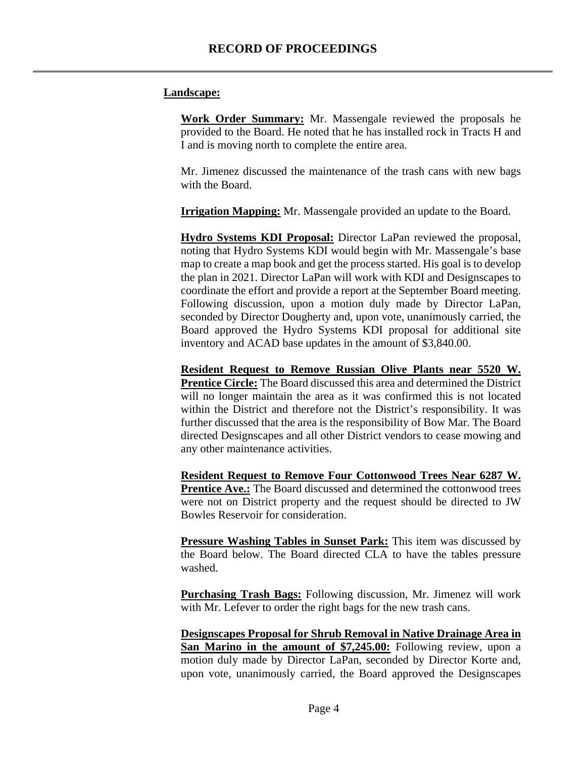**Landscape:**

**Work Order Summary:** Mr. Massengale reviewed the proposals he provided to the Board. He noted that he has installed rock in Tracts H and I and is moving north to complete the entire area.

Mr. Jimenez discussed the maintenance of the trash cans with new bags with the Board.

**Irrigation Mapping:** Mr. Massengale provided an update to the Board.

**Hydro Systems KDI Proposal:** Director LaPan reviewed the proposal, noting that Hydro Systems KDI would begin with Mr. Massengale's base map to create a map book and get the process started. His goal is to develop the plan in 2021. Director LaPan will work with KDI and Designscapes to coordinate the effort and provide a report at the September Board meeting. Following discussion, upon a motion duly made by Director LaPan, seconded by Director Dougherty and, upon vote, unanimously carried, the Board approved the Hydro Systems KDI proposal for additional site inventory and ACAD base updates in the amount of $3,840.00.

**Resident Request to Remove Russian Olive Plants near 5520 W. Prentice Circle:** The Board discussed this area and determined the District will no longer maintain the area as it was confirmed this is not located within the District and therefore not the District's responsibility. It was further discussed that the area is the responsibility of Bow Mar. The Board directed Designscapes and all other District vendors to cease mowing and any other maintenance activities.

**Resident Request to Remove Four Cottonwood Trees Near 6287 W. Prentice Ave.:** The Board discussed and determined the cottonwood trees were not on District property and the request should be directed to JW Bowles Reservoir for consideration.

**Pressure Washing Tables in Sunset Park:** This item was discussed by the Board below. The Board directed CLA to have the tables pressure washed.

**Purchasing Trash Bags:** Following discussion, Mr. Jimenez will work with Mr. Lefever to order the right bags for the new trash cans.

**Designscapes Proposal for Shrub Removal in Native Drainage Area in San Marino in the amount of $7,245.00:** Following review, upon a motion duly made by Director LaPan, seconded by Director Korte and, upon vote, unanimously carried, the Board approved the Designscapes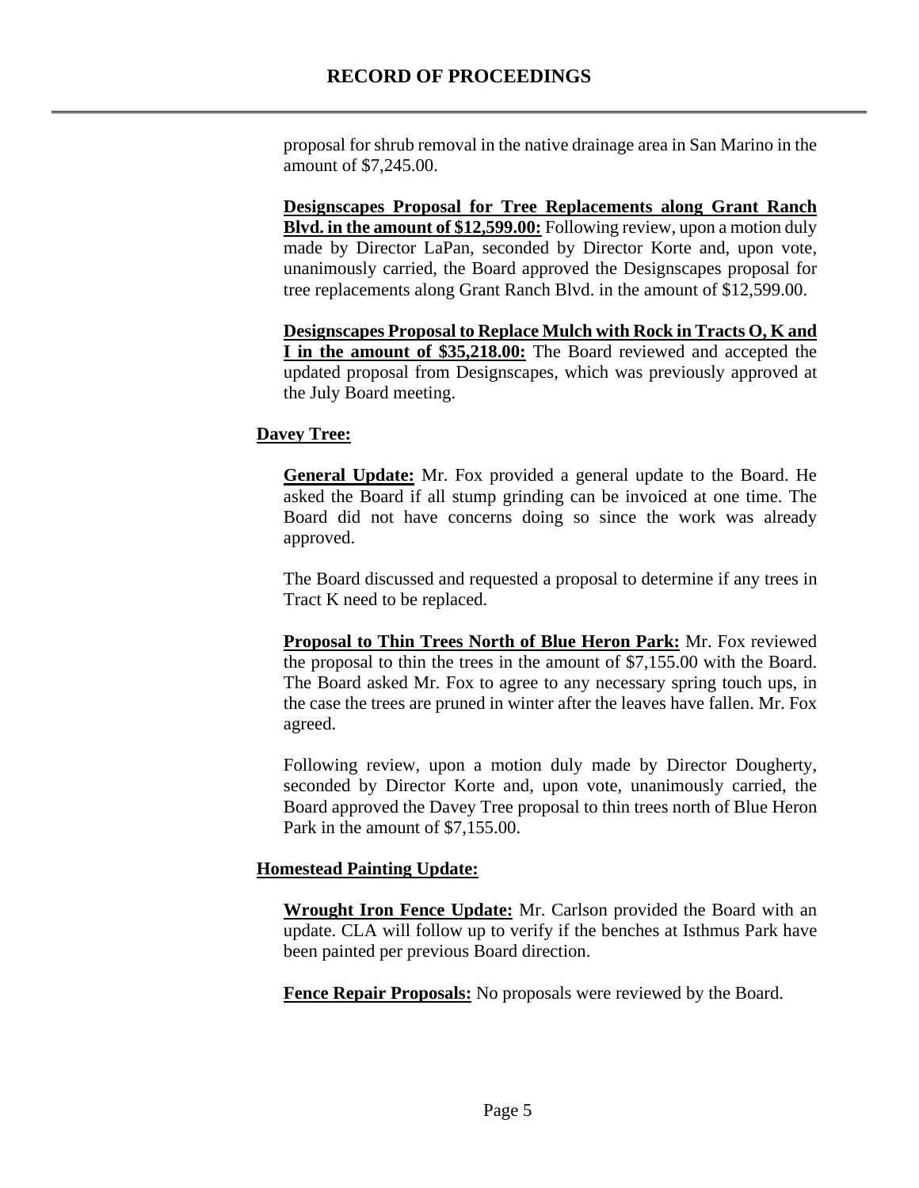proposal for shrub removal in the native drainage area in San Marino in the amount of $7,245.00.

**Designscapes Proposal for Tree Replacements along Grant Ranch Blvd. in the amount of $12,599.00:** Following review, upon a motion duly made by Director LaPan, seconded by Director Korte and, upon vote, unanimously carried, the Board approved the Designscapes proposal for tree replacements along Grant Ranch Blvd. in the amount of $12,599.00.

**Designscapes Proposal to Replace Mulch with Rock in Tracts O, K and I in the amount of $35,218.00:** The Board reviewed and accepted the updated proposal from Designscapes, which was previously approved at the July Board meeting.

**Davey Tree:**

**General Update:** Mr. Fox provided a general update to the Board. He asked the Board if all stump grinding can be invoiced at one time. The Board did not have concerns doing so since the work was already approved.

The Board discussed and requested a proposal to determine if any trees in Tract K need to be replaced.

**Proposal to Thin Trees North of Blue Heron Park:** Mr. Fox reviewed the proposal to thin the trees in the amount of $7,155.00 with the Board. The Board asked Mr. Fox to agree to any necessary spring touch ups, in the case the trees are pruned in winter after the leaves have fallen. Mr. Fox agreed.

Following review, upon a motion duly made by Director Dougherty, seconded by Director Korte and, upon vote, unanimously carried, the Board approved the Davey Tree proposal to thin trees north of Blue Heron Park in the amount of $7,155.00.

**Homestead Painting Update:**

**Wrought Iron Fence Update:** Mr. Carlson provided the Board with an update. CLA will follow up to verify if the benches at Isthmus Park have been painted per previous Board direction.

**Fence Repair Proposals:** No proposals were reviewed by the Board.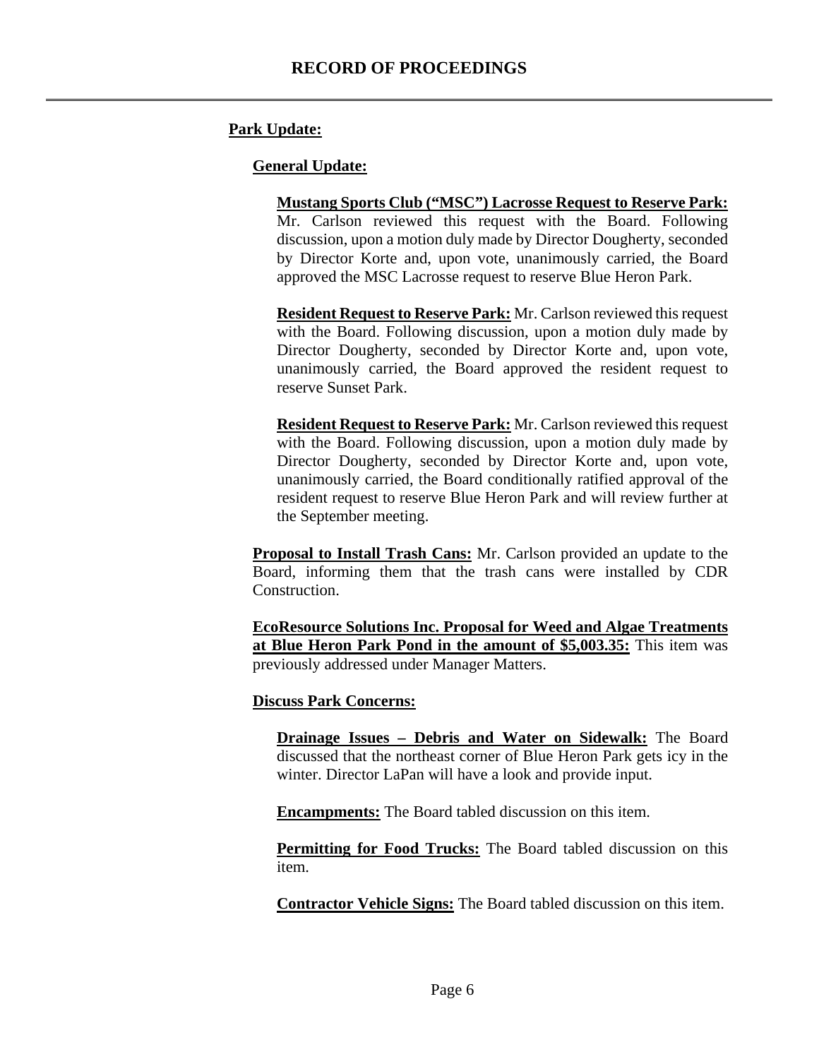**Park Update:**

**General Update:**

**Mustang Sports Club ("MSC") Lacrosse Request to Reserve Park:** Mr. Carlson reviewed this request with the Board. Following discussion, upon a motion duly made by Director Dougherty, seconded by Director Korte and, upon vote, unanimously carried, the Board approved the MSC Lacrosse request to reserve Blue Heron Park.

**Resident Request to Reserve Park:** Mr. Carlson reviewed this request with the Board. Following discussion, upon a motion duly made by Director Dougherty, seconded by Director Korte and, upon vote, unanimously carried, the Board approved the resident request to reserve Sunset Park.

**Resident Request to Reserve Park:** Mr. Carlson reviewed this request with the Board. Following discussion, upon a motion duly made by Director Dougherty, seconded by Director Korte and, upon vote, unanimously carried, the Board conditionally ratified approval of the resident request to reserve Blue Heron Park and will review further at the September meeting.

**Proposal to Install Trash Cans:** Mr. Carlson provided an update to the Board, informing them that the trash cans were installed by CDR Construction.

**EcoResource Solutions Inc. Proposal for Weed and Algae Treatments at Blue Heron Park Pond in the amount of $5,003.35:** This item was previously addressed under Manager Matters.

**Discuss Park Concerns:**

**Drainage Issues – Debris and Water on Sidewalk:** The Board discussed that the northeast corner of Blue Heron Park gets icy in the winter. Director LaPan will have a look and provide input.

**Encampments:** The Board tabled discussion on this item.

**Permitting for Food Trucks:** The Board tabled discussion on this item.

**Contractor Vehicle Signs:** The Board tabled discussion on this item.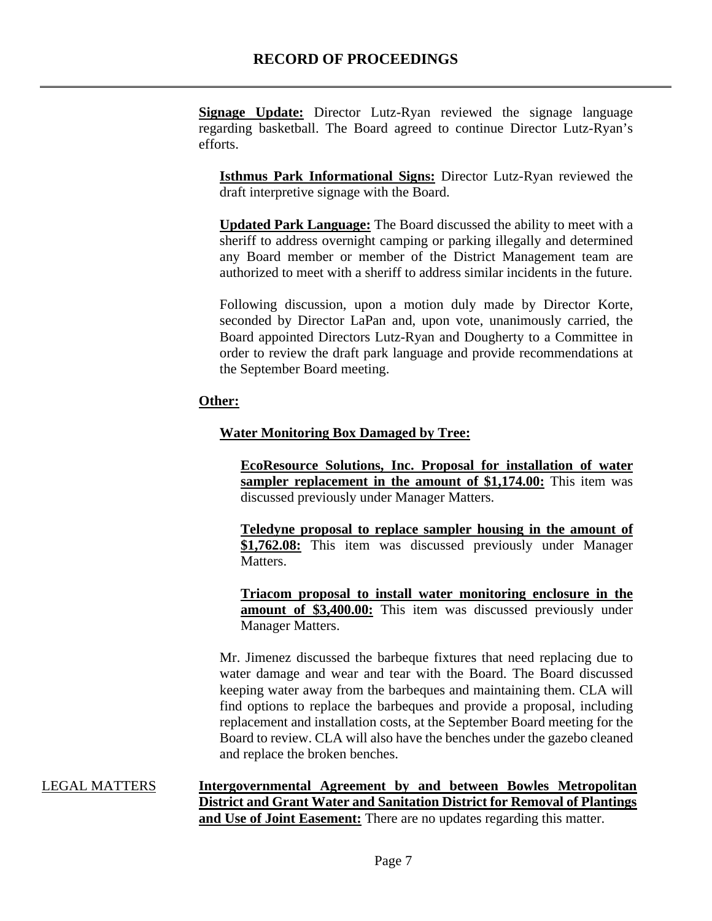**Signage Update:** Director Lutz-Ryan reviewed the signage language regarding basketball. The Board agreed to continue Director Lutz-Ryan's efforts.

**Isthmus Park Informational Signs:** Director Lutz-Ryan reviewed the draft interpretive signage with the Board.

**Updated Park Language:** The Board discussed the ability to meet with a sheriff to address overnight camping or parking illegally and determined any Board member or member of the District Management team are authorized to meet with a sheriff to address similar incidents in the future.

Following discussion, upon a motion duly made by Director Korte, seconded by Director LaPan and, upon vote, unanimously carried, the Board appointed Directors Lutz-Ryan and Dougherty to a Committee in order to review the draft park language and provide recommendations at the September Board meeting.

**Other:**

**Water Monitoring Box Damaged by Tree:**

**EcoResource Solutions, Inc. Proposal for installation of water sampler replacement in the amount of $1,174.00:** This item was discussed previously under Manager Matters.

**Teledyne proposal to replace sampler housing in the amount of $1,762.08:** This item was discussed previously under Manager Matters.

**Triacom proposal to install water monitoring enclosure in the amount of $3,400.00:** This item was discussed previously under Manager Matters.

Mr. Jimenez discussed the barbeque fixtures that need replacing due to water damage and wear and tear with the Board. The Board discussed keeping water away from the barbeques and maintaining them. CLA will find options to replace the barbeques and provide a proposal, including replacement and installation costs, at the September Board meeting for the Board to review. CLA will also have the benches under the gazebo cleaned and replace the broken benches.

LEGAL MATTERS

**Intergovernmental Agreement by and between Bowles Metropolitan District and Grant Water and Sanitation District for Removal of Plantings and Use of Joint Easement:** There are no updates regarding this matter.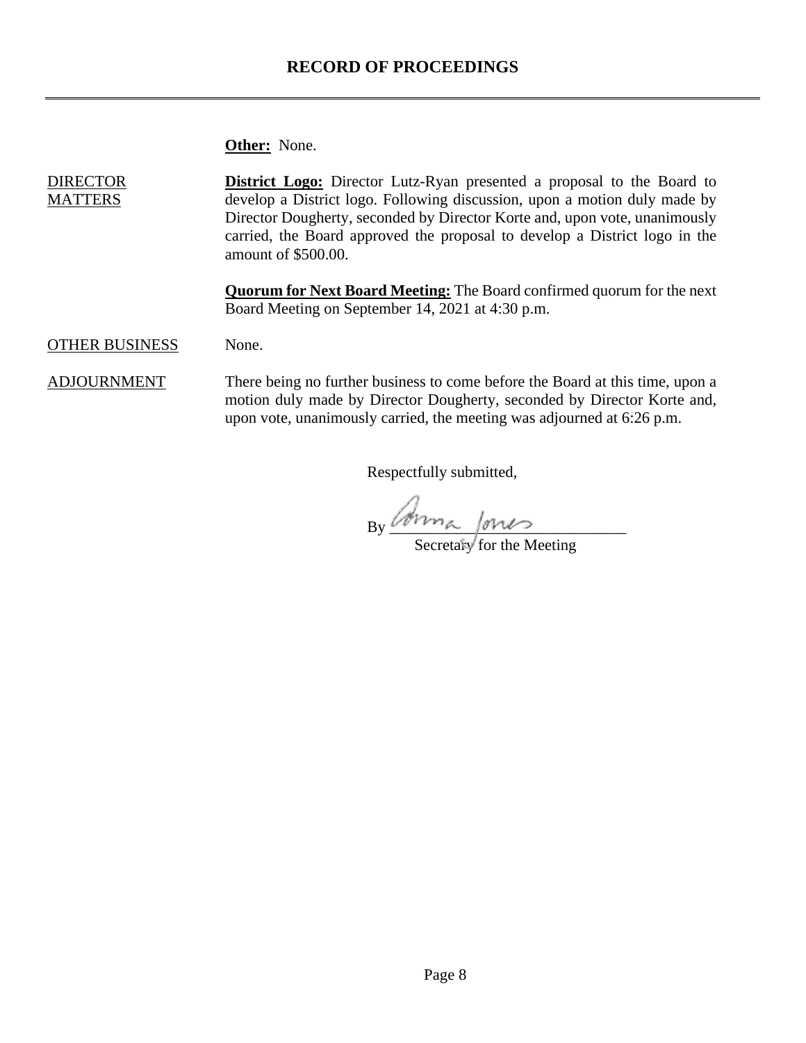## RECORD OF PROCEEDINGS

**Other:** None.

DIRECTOR MATTERS

**District Logo:** Director Lutz-Ryan presented a proposal to the Board to develop a District logo. Following discussion, upon a motion duly made by Director Dougherty, seconded by Director Korte and, upon vote, unanimously carried, the Board approved the proposal to develop a District logo in the amount of $500.00.

**Quorum for Next Board Meeting:** The Board confirmed quorum for the next Board Meeting on September 14, 2021 at 4:30 p.m.

OTHER BUSINESS

None.

ADJOURNMENT

There being no further business to come before the Board at this time, upon a motion duly made by Director Dougherty, seconded by Director Korte and, upon vote, unanimously carried, the meeting was adjourned at 6:26 p.m.

Respectfully submitted,

By Anna Jones
Secretary for the Meeting